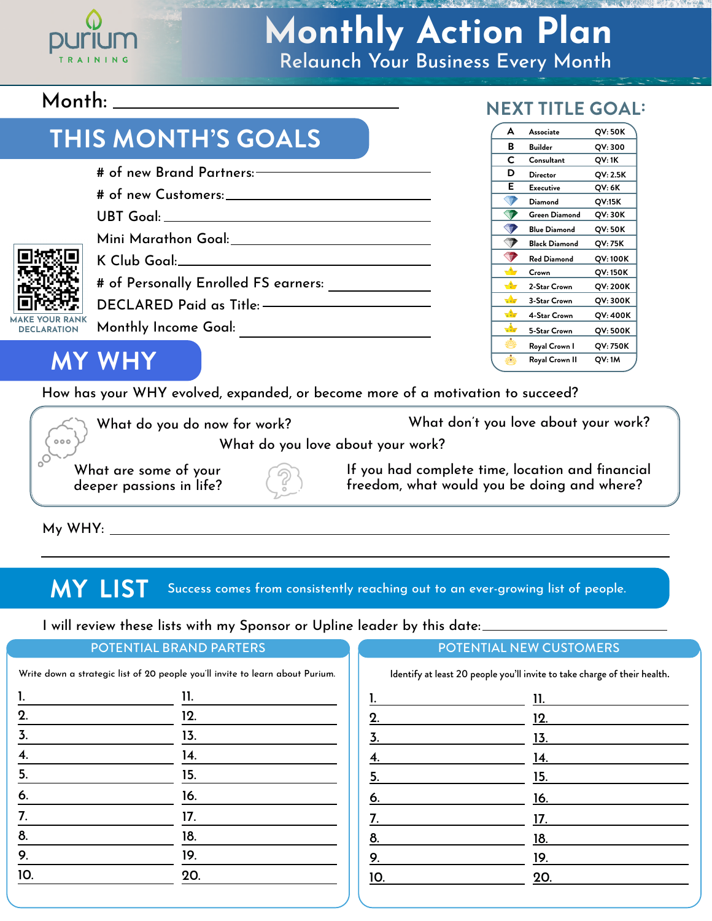purium TRAINING

# Monthly Action Plan

Relaunch Your Business Every Month

Month: ____________________

## THIS MONTH'S GOALS

- # of new Brand Partners: ____________________
- # of new Customers: ____________________
- UBT Goal: ____________________
- Mini Marathon Goal: ____________________
- K Club Goal: ____________________
- # of Personally Enrolled FS earners: ____________________
- DECLARED Paid as Title: ____________________
- Monthly Income Goal: ____________________

MAKE YOUR RANK DECLARATION

## NEXT TITLE GOAL:

| | Title | QV |
|---|---|---|
| A | Associate | QV: 50K |
| B | Builder | QV: 300 |
| C | Consultant | QV: 1K |
| D | Director | QV: 2.5K |
| E | Executive | QV: 6K |
| | Diamond | QV:15K |
| | Green Diamond | QV: 30K |
| | Blue Diamond | QV: 50K |
| | Black Diamond | QV: 75K |
| | Red Diamond | QV: 100K |
| | Crown | QV: 150K |
| | 2-Star Crown | QV: 200K |
| | 3-Star Crown | QV: 300K |
| | 4-Star Crown | QV: 400K |
| | 5-Star Crown | QV: 500K |
| | Royal Crown I | QV: 750K |
| | Royal Crown II | QV: 1M |

## MY WHY

How has your WHY evolved, expanded, or become more of a motivation to succeed?

- What do you do now for work?
- What don't you love about your work?
- What do you love about your work?
- What are some of your deeper passions in life?
- If you had complete time, location and financial freedom, what would you be doing and where?

My WHY: ____________________

## MY LIST

Success comes from consistently reaching out to an ever-growing list of people.

I will review these lists with my Sponsor or Upline leader by this date: ____________________

### POTENTIAL BRAND PARTERS

Write down a strategic list of 20 people you'll invite to learn about Purium.

| | |
|---|---|
| 1. | 11. |
| 2. | 12. |
| 3. | 13. |
| 4. | 14. |
| 5. | 15. |
| 6. | 16. |
| 7. | 17. |
| 8. | 18. |
| 9. | 19. |
| 10. | 20. |

### POTENTIAL NEW CUSTOMERS

Identify at least 20 people you'll invite to take charge of their health.

| | |
|---|---|
| 1. | 11. |
| 2. | 12. |
| 3. | 13. |
| 4. | 14. |
| 5. | 15. |
| 6. | 16. |
| 7. | 17. |
| 8. | 18. |
| 9. | 19. |
| 10. | 20. |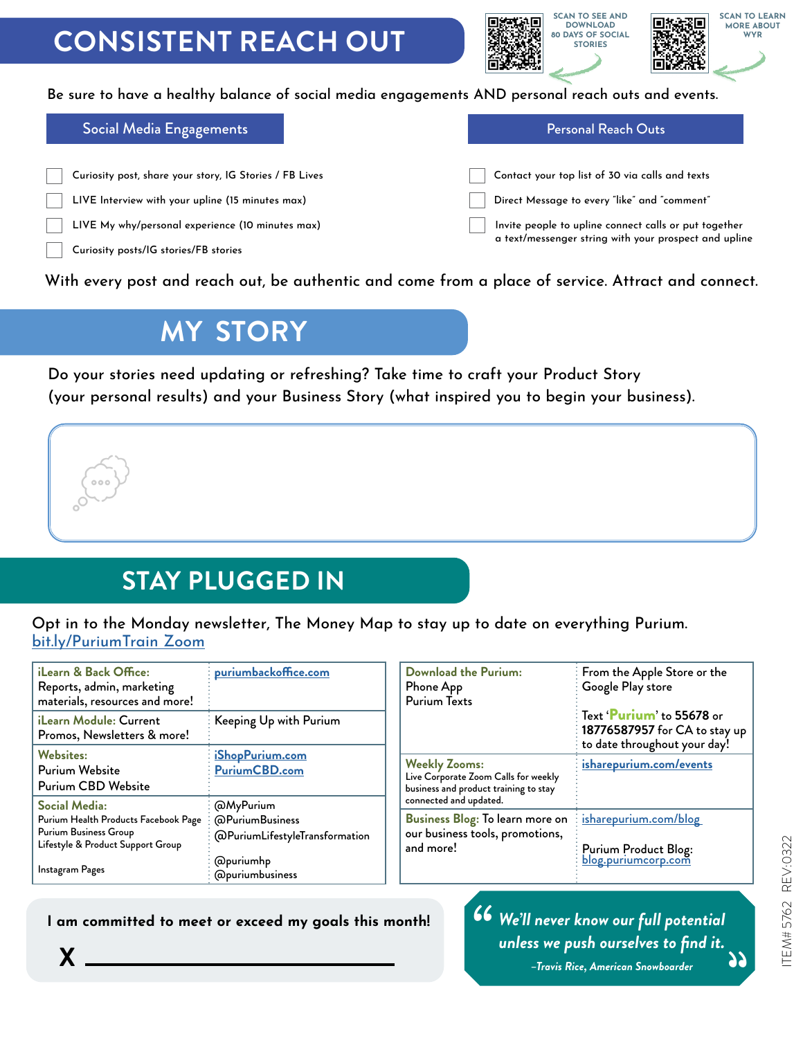# CONSISTENT REACH OUT

SCAN TO SEE AND DOWNLOAD 80 DAYS OF SOCIAL STORIES

SCAN TO LEARN MORE ABOUT WYR

Be sure to have a healthy balance of social media engagements AND personal reach outs and events.

**Social Media Engagements**

- [ ] Curiosity post, share your story, IG Stories / FB Lives
- [ ] LIVE Interview with your upline (15 minutes max)
- [ ] LIVE My why/personal experience (10 minutes max)
- [ ] Curiosity posts/IG stories/FB stories

**Personal Reach Outs**

- [ ] Contact your top list of 30 via calls and texts
- [ ] Direct Message to every "like" and "comment"
- [ ] Invite people to upline connect calls or put together a text/messenger string with your prospect and upline

With every post and reach out, be authentic and come from a place of service. Attract and connect.

# MY STORY

Do your stories need updating or refreshing? Take time to craft your Product Story (your personal results) and your Business Story (what inspired you to begin your business).

# STAY PLUGGED IN

Opt in to the Monday newsletter, The Money Map to stay up to date on everything Purium. bit.ly/PuriumTrain Zoom

| | |
|---|---|
| **iLearn & Back Office:** Reports, admin, marketing materials, resources and more! | puriumbackoffice.com |
| **iLearn Module:** Current Promos, Newsletters & more! | Keeping Up with Purium |
| **Websites:** Purium Website, Purium CBD Website | iShopPurium.com, PuriumCBD.com |
| **Social Media:** Purium Health Products Facebook Page, Purium Business Group, Lifestyle & Product Support Group, Instagram Pages | @MyPurium, @PuriumBusiness, @PuriumLifestyleTransformation, @puriumhp, @puriumbusiness |

| | |
|---|---|
| **Download the Purium:** Phone App, Purium Texts | From the Apple Store or the Google Play store. Text '**Purium**' to **55678** or **18776587957** for CA to stay up to date throughout your day! |
| **Weekly Zooms:** Live Corporate Zoom Calls for weekly business and product training to stay connected and updated. | isharepurium.com/events |
| **Business Blog:** To learn more on our business tools, promotions, and more! | isharepurium.com/blog; Purium Product Blog: blog.puriumcorp.com |

**I am committed to meet or exceed my goals this month!**

**X** ______________________________

*"We'll never know our full potential unless we push ourselves to find it."*

*–Travis Rice, American Snowboarder*

ITEM# 5762 REV:0322